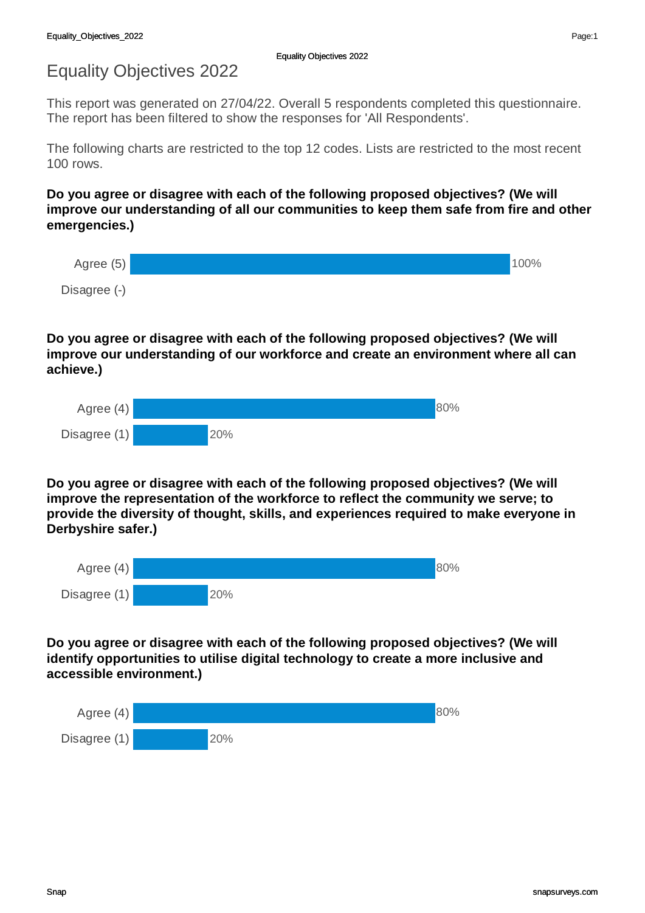# Equality Objectives 2022

This report was generated on 27/04/22. Overall 5 respondents completed this questionnaire. The report has been filtered to show the responses for 'All Respondents'.

The following charts are restricted to the top 12 codes. Lists are restricted to the most recent 100 rows.

**Do you agree or disagree with each of the following proposed objectives? (We will improve our understanding of all our communities to keep them safe from fire and other emergencies.)**

| Response | Percentage |
| --- | --- |
| Agree (5) | 100% |
| Disagree (-) | |

**Do you agree or disagree with each of the following proposed objectives? (We will improve our understanding of our workforce and create an environment where all can achieve.)**

| Response | Percentage |
| --- | --- |
| Agree (4) | 80% |
| Disagree (1) | 20% |

**Do you agree or disagree with each of the following proposed objectives? (We will improve the representation of the workforce to reflect the community we serve; to provide the diversity of thought, skills, and experiences required to make everyone in Derbyshire safer.)**

| Response | Percentage |
| --- | --- |
| Agree (4) | 80% |
| Disagree (1) | 20% |

**Do you agree or disagree with each of the following proposed objectives? (We will identify opportunities to utilise digital technology to create a more inclusive and accessible environment.)**

| Response | Percentage |
| --- | --- |
| Agree (4) | 80% |
| Disagree (1) | 20% |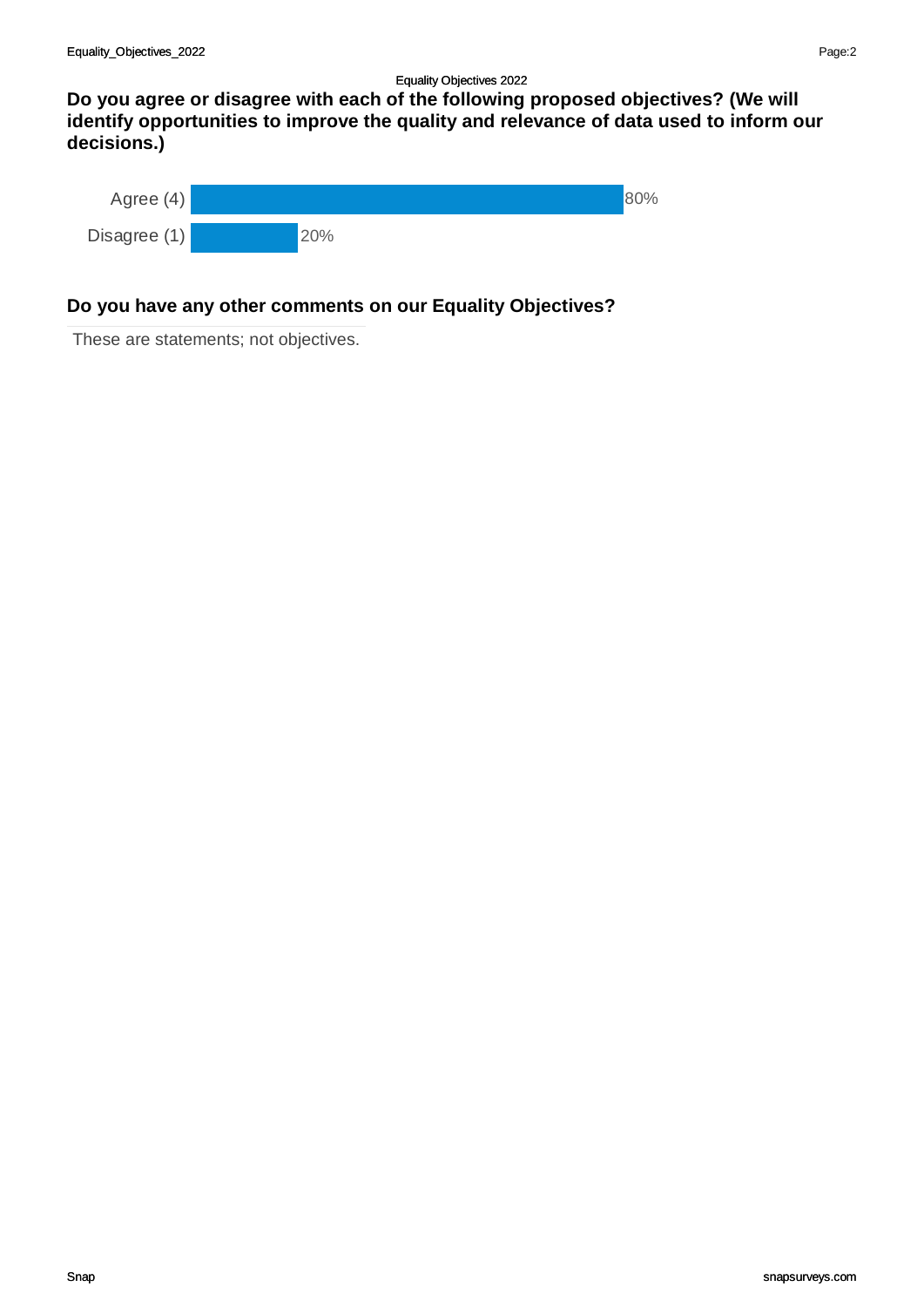Equality Objectives 2022

### Do you agree or disagree with each of the following proposed objectives? (We will identify opportunities to improve the quality and relevance of data used to inform our decisions.)

Agree (4) 80%

Disagree (1) 20%

### Do you have any other comments on our Equality Objectives?

These are statements; not objectives.